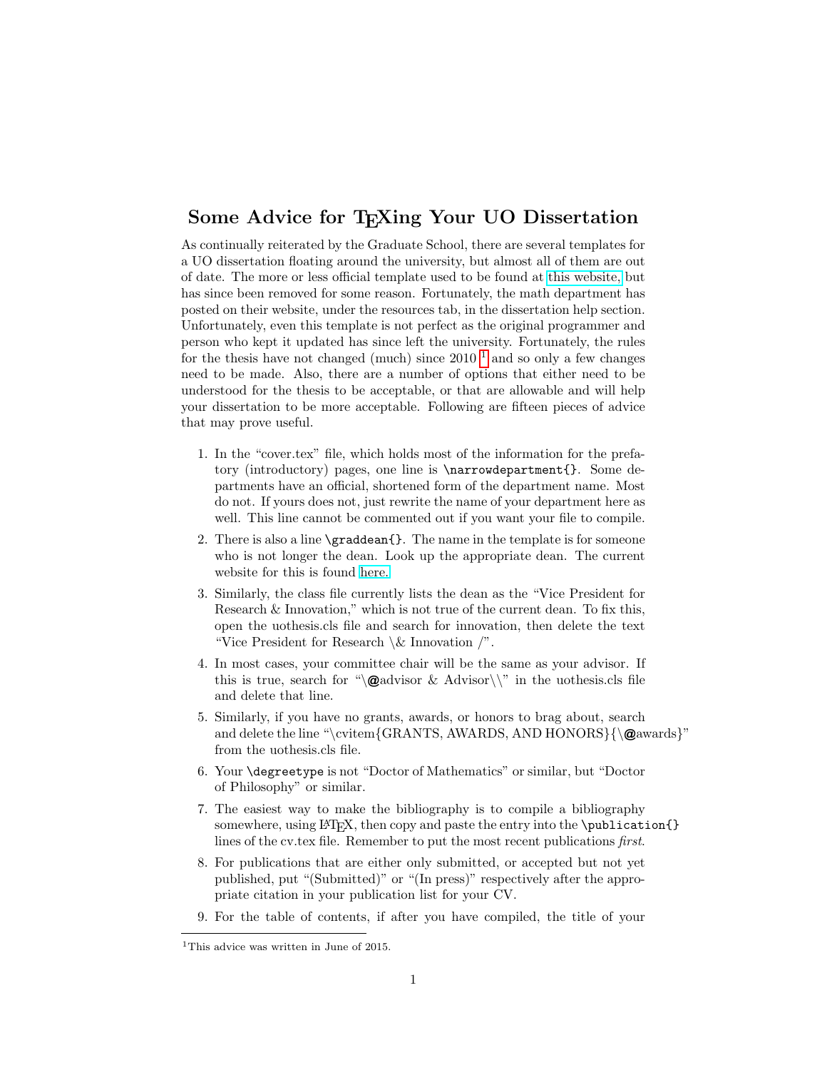# Some Advice for TEXing Your UO Dissertation

As continually reiterated by the Graduate School, there are several templates for a UO dissertation floating around the university, but almost all of them are out of date. The more or less official template used to be found at this website, but has since been removed for some reason. Fortunately, the math department has posted on their website, under the resources tab, in the dissertation help section. Unfortunately, even this template is not perfect as the original programmer and person who kept it updated has since left the university. Fortunately, the rules for the thesis have not changed (much) since 2010 [1] and so only a few changes need to be made. Also, there are a number of options that either need to be understood for the thesis to be acceptable, or that are allowable and will help your dissertation to be more acceptable. Following are fifteen pieces of advice that may prove useful.

1. In the "cover.tex" file, which holds most of the information for the prefatory (introductory) pages, one line is `\narrowdepartment{}`. Some departments have an official, shortened form of the department name. Most do not. If yours does not, just rewrite the name of your department here as well. This line cannot be commented out if you want your file to compile.
2. There is also a line `\graddean{}`. The name in the template is for someone who is not longer the dean. Look up the appropriate dean. The current website for this is found here.
3. Similarly, the class file currently lists the dean as the "Vice President for Research & Innovation," which is not true of the current dean. To fix this, open the uothesis.cls file and search for innovation, then delete the text "Vice President for Research \& Innovation /".
4. In most cases, your committee chair will be the same as your advisor. If this is true, search for "\@advisor & Advisor\\" in the uothesis.cls file and delete that line.
5. Similarly, if you have no grants, awards, or honors to brag about, search and delete the line "\cvitem{GRANTS, AWARDS, AND HONORS}{\@awards}" from the uothesis.cls file.
6. Your `\degreetype` is not "Doctor of Mathematics" or similar, but "Doctor of Philosophy" or similar.
7. The easiest way to make the bibliography is to compile a bibliography somewhere, using LaTeX, then copy and paste the entry into the `\publication{}` lines of the cv.tex file. Remember to put the most recent publications *first*.
8. For publications that are either only submitted, or accepted but not yet published, put "(Submitted)" or "(In press)" respectively after the appropriate citation in your publication list for your CV.
9. For the table of contents, if after you have compiled, the title of your

[1] This advice was written in June of 2015.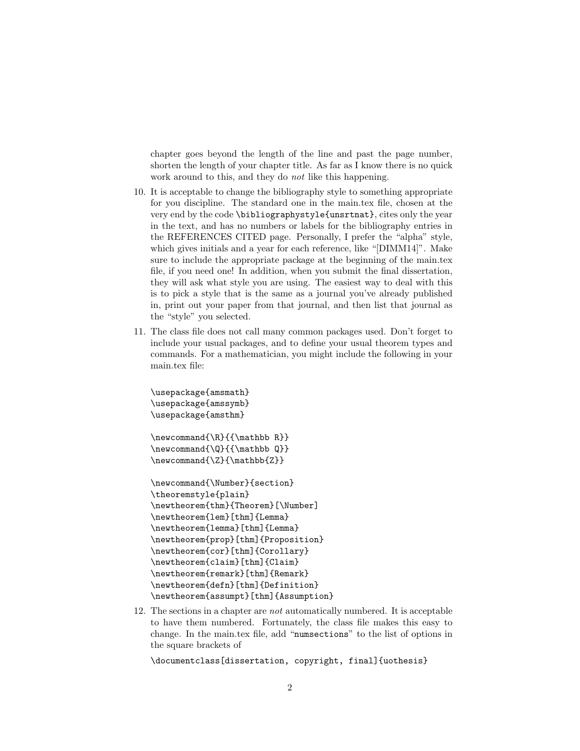chapter goes beyond the length of the line and past the page number, shorten the length of your chapter title. As far as I know there is no quick work around to this, and they do *not* like this happening.

10. It is acceptable to change the bibliography style to something appropriate for you discipline. The standard one in the main.tex file, chosen at the very end by the code `\bibliographystyle{unsrtnat}`, cites only the year in the text, and has no numbers or labels for the bibliography entries in the REFERENCES CITED page. Personally, I prefer the "alpha" style, which gives initials and a year for each reference, like "[DIMM14]". Make sure to include the appropriate package at the beginning of the main.tex file, if you need one! In addition, when you submit the final dissertation, they will ask what style you are using. The easiest way to deal with this is to pick a style that is the same as a journal you've already published in, print out your paper from that journal, and then list that journal as the "style" you selected.

11. The class file does not call many common packages used. Don't forget to include your usual packages, and to define your usual theorem types and commands. For a mathematician, you might include the following in your main.tex file:

```
\usepackage{amsmath}
\usepackage{amssymb}
\usepackage{amsthm}

\newcommand{\R}{{\mathbb R}}
\newcommand{\Q}{{\mathbb Q}}
\newcommand{\Z}{\mathbb{Z}}

\newcommand{\Number}{section}
\theoremstyle{plain}
\newtheorem{thm}{Theorem}[\Number]
\newtheorem{lem}[thm]{Lemma}
\newtheorem{lemma}[thm]{Lemma}
\newtheorem{prop}[thm]{Proposition}
\newtheorem{cor}[thm]{Corollary}
\newtheorem{claim}[thm]{Claim}
\newtheorem{remark}[thm]{Remark}
\newtheorem{defn}[thm]{Definition}
\newtheorem{assumpt}[thm]{Assumption}
```

12. The sections in a chapter are *not* automatically numbered. It is acceptable to have them numbered. Fortunately, the class file makes this easy to change. In the main.tex file, add "`numsections`" to the list of options in the square brackets of

```
\documentclass[dissertation, copyright, final]{uothesis}
```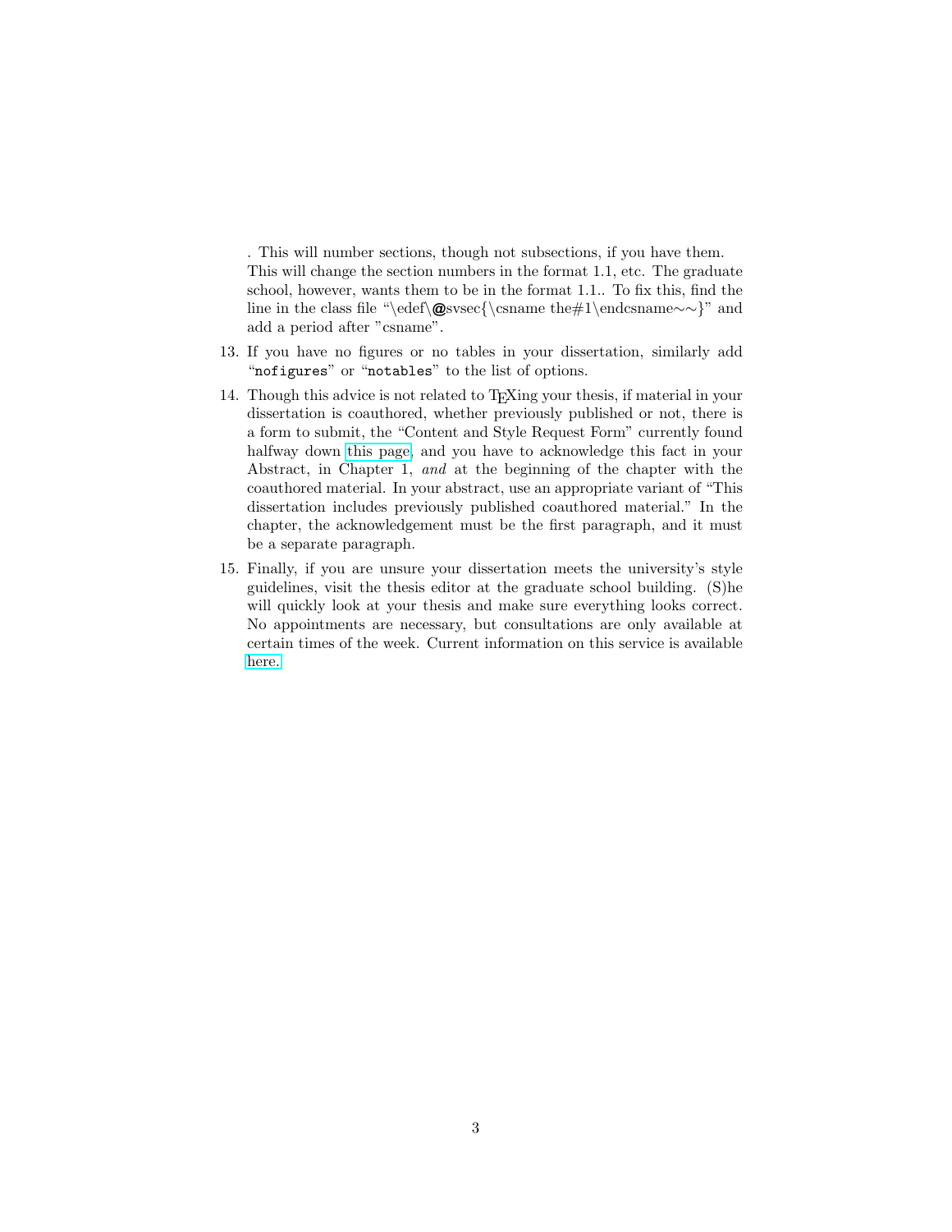. This will number sections, though not subsections, if you have them. This will change the section numbers in the format 1.1, etc. The graduate school, however, wants them to be in the format 1.1.. To fix this, find the line in the class file "\edef\@svsec{\csname the#1\endcsname~~}" and add a period after "csname".

13. If you have no figures or no tables in your dissertation, similarly add "`nofigures`" or "`notables`" to the list of options.

14. Though this advice is not related to TeXing your thesis, if material in your dissertation is coauthored, whether previously published or not, there is a form to submit, the "Content and Style Request Form" currently found halfway down this page, and you have to acknowledge this fact in your Abstract, in Chapter 1, *and* at the beginning of the chapter with the coauthored material. In your abstract, use an appropriate variant of "This dissertation includes previously published coauthored material." In the chapter, the acknowledgement must be the first paragraph, and it must be a separate paragraph.

15. Finally, if you are unsure your dissertation meets the university's style guidelines, visit the thesis editor at the graduate school building. (S)he will quickly look at your thesis and make sure everything looks correct. No appointments are necessary, but consultations are only available at certain times of the week. Current information on this service is available here.